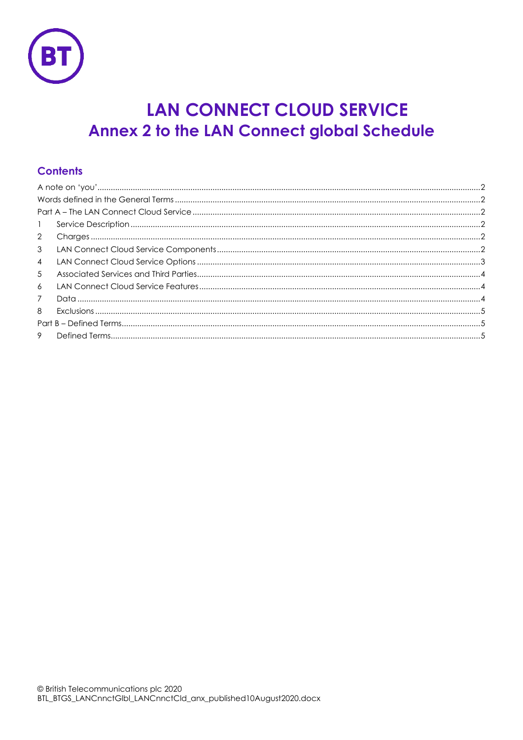# LAN CONNECT CLOUD SERVICE

## Annex 2 to the LAN Connect global Schedule

### Contents

A note on 'you' ..... 2
Words defined in the General Terms ..... 2
Part A – The LAN Connect Cloud Service ..... 2
1 Service Description ..... 2
2 Charges ..... 2
3 LAN Connect Cloud Service Components ..... 2
4 LAN Connect Cloud Service Options ..... 3
5 Associated Services and Third Parties ..... 4
6 LAN Connect Cloud Service Features ..... 4
7 Data ..... 4
8 Exclusions ..... 5
Part B – Defined Terms ..... 5
9 Defined Terms ..... 5

© British Telecommunications plc 2020
BTL_BTGS_LANCnnctGlbl_LANCnnctCld_anx_published10August2020.docx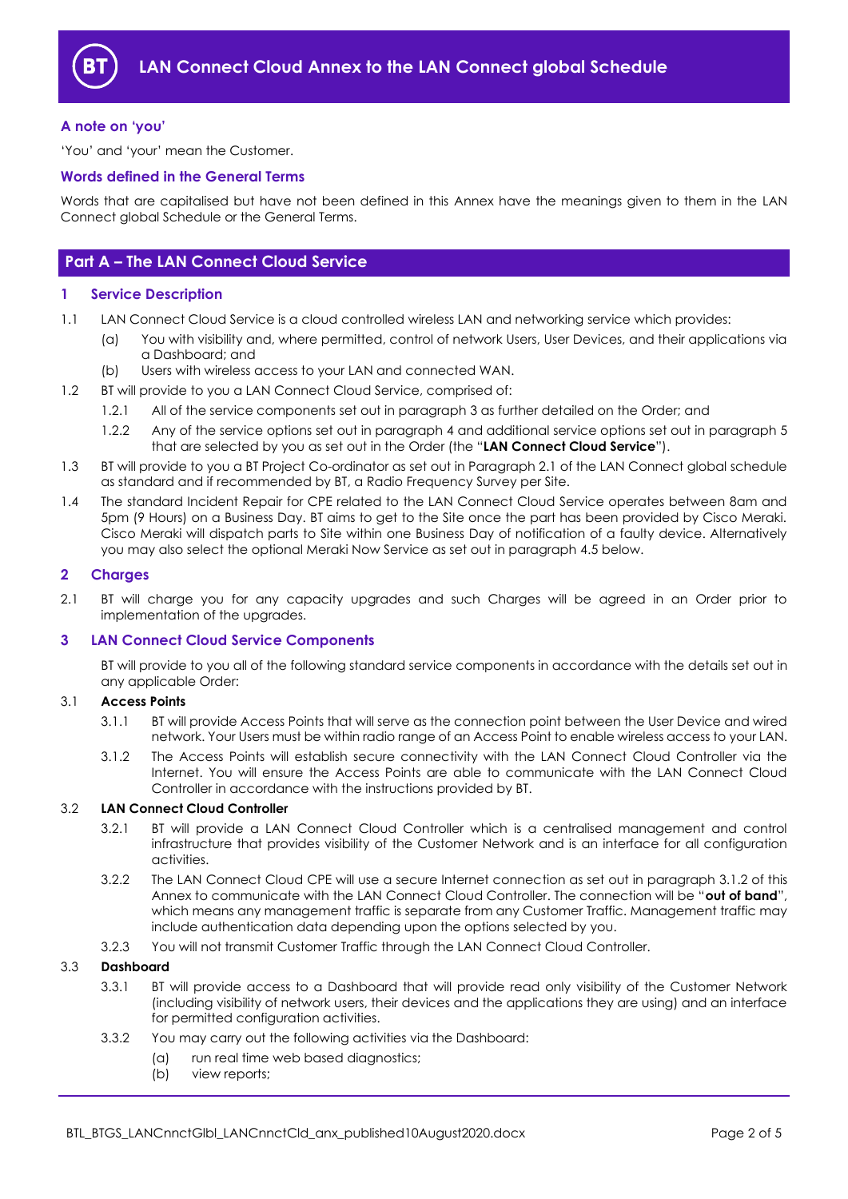# LAN Connect Cloud Annex to the LAN Connect global Schedule

### A note on 'you'

'You' and 'your' mean the Customer.

### Words defined in the General Terms

Words that are capitalised but have not been defined in this Annex have the meanings given to them in the LAN Connect global Schedule or the General Terms.

## Part A – The LAN Connect Cloud Service

### 1 Service Description

1.1 LAN Connect Cloud Service is a cloud controlled wireless LAN and networking service which provides:

- (a) You with visibility and, where permitted, control of network Users, User Devices, and their applications via a Dashboard; and
- (b) Users with wireless access to your LAN and connected WAN.

1.2 BT will provide to you a LAN Connect Cloud Service, comprised of:

- 1.2.1 All of the service components set out in paragraph 3 as further detailed on the Order; and
- 1.2.2 Any of the service options set out in paragraph 4 and additional service options set out in paragraph 5 that are selected by you as set out in the Order (the "**LAN Connect Cloud Service**").

1.3 BT will provide to you a BT Project Co-ordinator as set out in Paragraph 2.1 of the LAN Connect global schedule as standard and if recommended by BT, a Radio Frequency Survey per Site.

1.4 The standard Incident Repair for CPE related to the LAN Connect Cloud Service operates between 8am and 5pm (9 Hours) on a Business Day. BT aims to get to the Site once the part has been provided by Cisco Meraki. Cisco Meraki will dispatch parts to Site within one Business Day of notification of a faulty device. Alternatively you may also select the optional Meraki Now Service as set out in paragraph 4.5 below.

### 2 Charges

2.1 BT will charge you for any capacity upgrades and such Charges will be agreed in an Order prior to implementation of the upgrades.

### 3 LAN Connect Cloud Service Components

BT will provide to you all of the following standard service components in accordance with the details set out in any applicable Order:

3.1 **Access Points**

- 3.1.1 BT will provide Access Points that will serve as the connection point between the User Device and wired network. Your Users must be within radio range of an Access Point to enable wireless access to your LAN.
- 3.1.2 The Access Points will establish secure connectivity with the LAN Connect Cloud Controller via the Internet. You will ensure the Access Points are able to communicate with the LAN Connect Cloud Controller in accordance with the instructions provided by BT.

3.2 **LAN Connect Cloud Controller**

- 3.2.1 BT will provide a LAN Connect Cloud Controller which is a centralised management and control infrastructure that provides visibility of the Customer Network and is an interface for all configuration activities.
- 3.2.2 The LAN Connect Cloud CPE will use a secure Internet connection as set out in paragraph 3.1.2 of this Annex to communicate with the LAN Connect Cloud Controller. The connection will be "**out of band**", which means any management traffic is separate from any Customer Traffic. Management traffic may include authentication data depending upon the options selected by you.
- 3.2.3 You will not transmit Customer Traffic through the LAN Connect Cloud Controller.

3.3 **Dashboard**

- 3.3.1 BT will provide access to a Dashboard that will provide read only visibility of the Customer Network (including visibility of network users, their devices and the applications they are using) and an interface for permitted configuration activities.
- 3.3.2 You may carry out the following activities via the Dashboard:
  - (a) run real time web based diagnostics;
  - (b) view reports;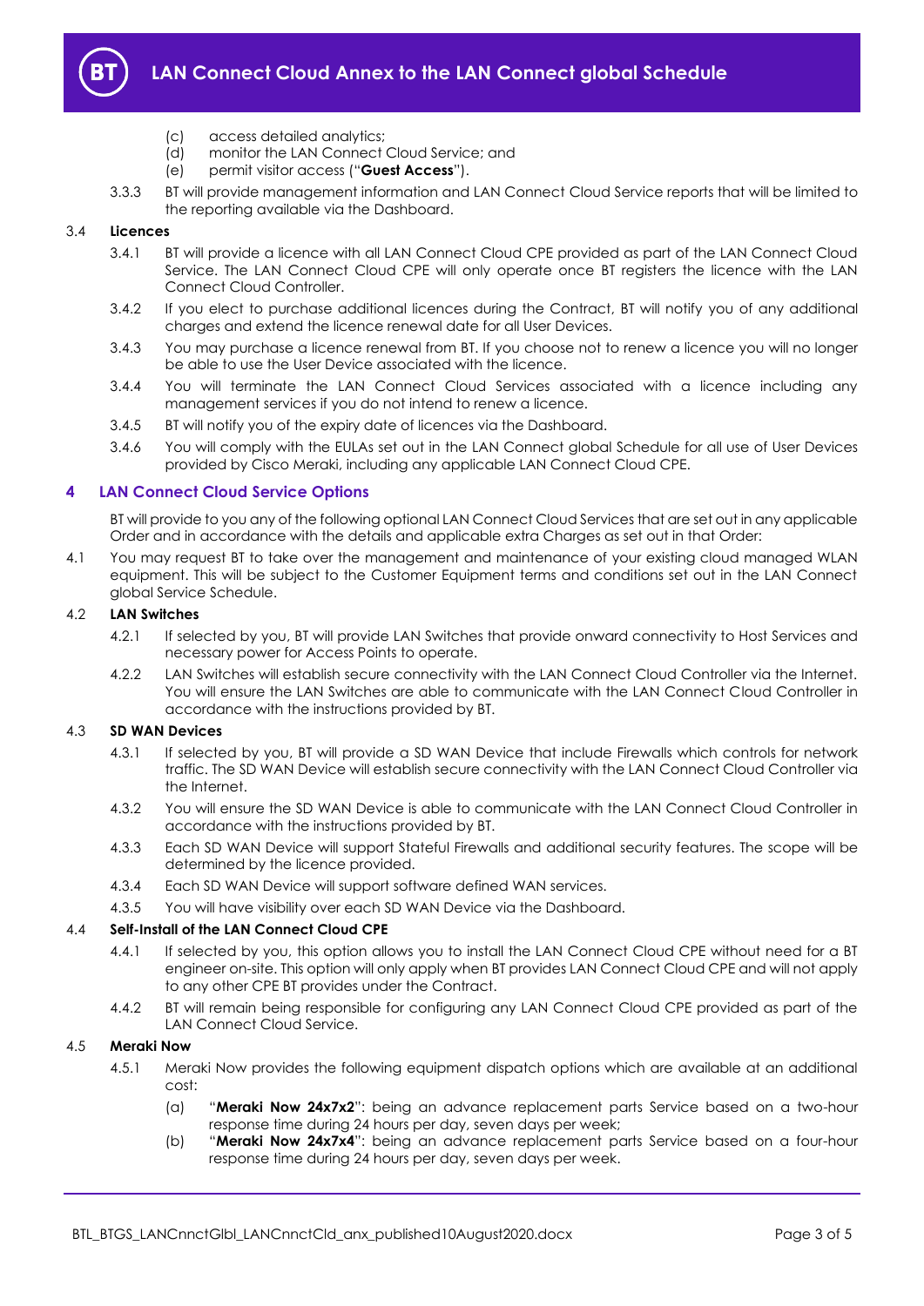(c) access detailed analytics;

(d) monitor the LAN Connect Cloud Service; and

(e) permit visitor access ("**Guest Access**").

3.3.3 BT will provide management information and LAN Connect Cloud Service reports that will be limited to the reporting available via the Dashboard.

3.4 **Licences**

3.4.1 BT will provide a licence with all LAN Connect Cloud CPE provided as part of the LAN Connect Cloud Service. The LAN Connect Cloud CPE will only operate once BT registers the licence with the LAN Connect Cloud Controller.

3.4.2 If you elect to purchase additional licences during the Contract, BT will notify you of any additional charges and extend the licence renewal date for all User Devices.

3.4.3 You may purchase a licence renewal from BT. If you choose not to renew a licence you will no longer be able to use the User Device associated with the licence.

3.4.4 You will terminate the LAN Connect Cloud Services associated with a licence including any management services if you do not intend to renew a licence.

3.4.5 BT will notify you of the expiry date of licences via the Dashboard.

3.4.6 You will comply with the EULAs set out in the LAN Connect global Schedule for all use of User Devices provided by Cisco Meraki, including any applicable LAN Connect Cloud CPE.

## 4 LAN Connect Cloud Service Options

BT will provide to you any of the following optional LAN Connect Cloud Services that are set out in any applicable Order and in accordance with the details and applicable extra Charges as set out in that Order:

4.1 You may request BT to take over the management and maintenance of your existing cloud managed WLAN equipment. This will be subject to the Customer Equipment terms and conditions set out in the LAN Connect global Service Schedule.

4.2 **LAN Switches**

4.2.1 If selected by you, BT will provide LAN Switches that provide onward connectivity to Host Services and necessary power for Access Points to operate.

4.2.2 LAN Switches will establish secure connectivity with the LAN Connect Cloud Controller via the Internet. You will ensure the LAN Switches are able to communicate with the LAN Connect Cloud Controller in accordance with the instructions provided by BT.

4.3 **SD WAN Devices**

4.3.1 If selected by you, BT will provide a SD WAN Device that include Firewalls which controls for network traffic. The SD WAN Device will establish secure connectivity with the LAN Connect Cloud Controller via the Internet.

4.3.2 You will ensure the SD WAN Device is able to communicate with the LAN Connect Cloud Controller in accordance with the instructions provided by BT.

4.3.3 Each SD WAN Device will support Stateful Firewalls and additional security features. The scope will be determined by the licence provided.

4.3.4 Each SD WAN Device will support software defined WAN services.

4.3.5 You will have visibility over each SD WAN Device via the Dashboard.

4.4 **Self-Install of the LAN Connect Cloud CPE**

4.4.1 If selected by you, this option allows you to install the LAN Connect Cloud CPE without need for a BT engineer on-site. This option will only apply when BT provides LAN Connect Cloud CPE and will not apply to any other CPE BT provides under the Contract.

4.4.2 BT will remain being responsible for configuring any LAN Connect Cloud CPE provided as part of the LAN Connect Cloud Service.

4.5 **Meraki Now**

4.5.1 Meraki Now provides the following equipment dispatch options which are available at an additional cost:

(a) "**Meraki Now 24x7x2**": being an advance replacement parts Service based on a two-hour response time during 24 hours per day, seven days per week;

(b) "**Meraki Now 24x7x4**": being an advance replacement parts Service based on a four-hour response time during 24 hours per day, seven days per week.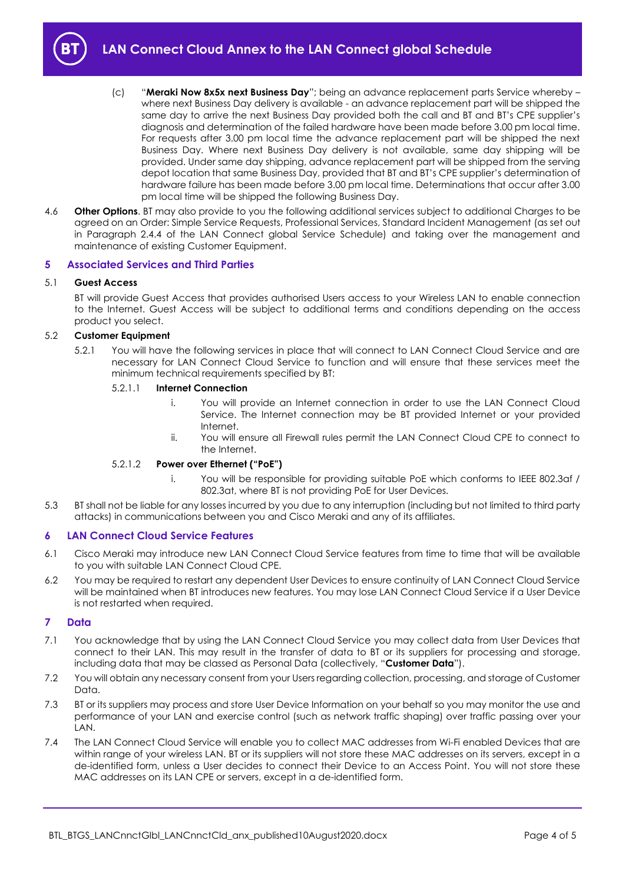(c) "**Meraki Now 8x5x next Business Day**"; being an advance replacement parts Service whereby – where next Business Day delivery is available - an advance replacement part will be shipped the same day to arrive the next Business Day provided both the call and BT and BT's CPE supplier's diagnosis and determination of the failed hardware have been made before 3.00 pm local time. For requests after 3.00 pm local time the advance replacement part will be shipped the next Business Day. Where next Business Day delivery is not available, same day shipping will be provided. Under same day shipping, advance replacement part will be shipped from the serving depot location that same Business Day, provided that BT and BT's CPE supplier's determination of hardware failure has been made before 3.00 pm local time. Determinations that occur after 3.00 pm local time will be shipped the following Business Day.

4.6 **Other Options**. BT may also provide to you the following additional services subject to additional Charges to be agreed on an Order: Simple Service Requests, Professional Services, Standard Incident Management (as set out in Paragraph 2.4.4 of the LAN Connect global Service Schedule) and taking over the management and maintenance of existing Customer Equipment.

## 5 Associated Services and Third Parties

### 5.1 Guest Access

BT will provide Guest Access that provides authorised Users access to your Wireless LAN to enable connection to the Internet. Guest Access will be subject to additional terms and conditions depending on the access product you select.

### 5.2 Customer Equipment

5.2.1 You will have the following services in place that will connect to LAN Connect Cloud Service and are necessary for LAN Connect Cloud Service to function and will ensure that these services meet the minimum technical requirements specified by BT:

5.2.1.1 **Internet Connection**

i. You will provide an Internet connection in order to use the LAN Connect Cloud Service. The Internet connection may be BT provided Internet or your provided Internet.

ii. You will ensure all Firewall rules permit the LAN Connect Cloud CPE to connect to the Internet.

5.2.1.2 **Power over Ethernet ("PoE")**

i. You will be responsible for providing suitable PoE which conforms to IEEE 802.3af / 802.3at, where BT is not providing PoE for User Devices.

5.3 BT shall not be liable for any losses incurred by you due to any interruption (including but not limited to third party attacks) in communications between you and Cisco Meraki and any of its affiliates.

## 6 LAN Connect Cloud Service Features

6.1 Cisco Meraki may introduce new LAN Connect Cloud Service features from time to time that will be available to you with suitable LAN Connect Cloud CPE.

6.2 You may be required to restart any dependent User Devices to ensure continuity of LAN Connect Cloud Service will be maintained when BT introduces new features. You may lose LAN Connect Cloud Service if a User Device is not restarted when required.

## 7 Data

7.1 You acknowledge that by using the LAN Connect Cloud Service you may collect data from User Devices that connect to their LAN. This may result in the transfer of data to BT or its suppliers for processing and storage, including data that may be classed as Personal Data (collectively, "**Customer Data**").

7.2 You will obtain any necessary consent from your Users regarding collection, processing, and storage of Customer Data.

7.3 BT or its suppliers may process and store User Device Information on your behalf so you may monitor the use and performance of your LAN and exercise control (such as network traffic shaping) over traffic passing over your LAN.

7.4 The LAN Connect Cloud Service will enable you to collect MAC addresses from Wi-Fi enabled Devices that are within range of your wireless LAN. BT or its suppliers will not store these MAC addresses on its servers, except in a de-identified form, unless a User decides to connect their Device to an Access Point. You will not store these MAC addresses on its LAN CPE or servers, except in a de-identified form.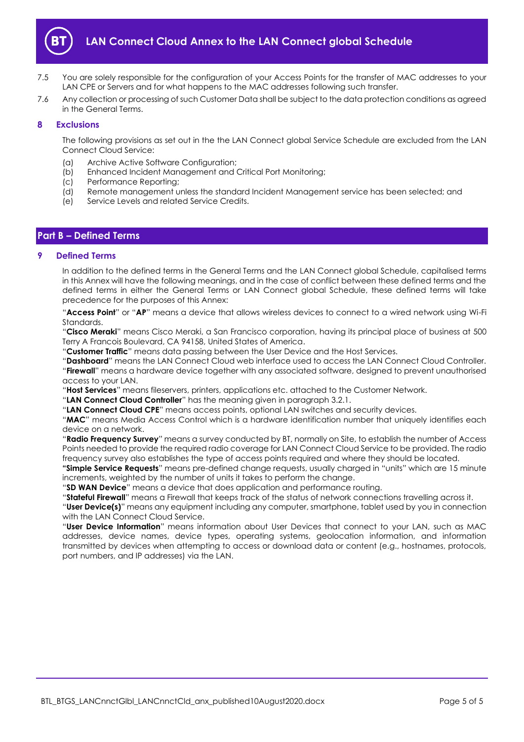7.5 You are solely responsible for the configuration of your Access Points for the transfer of MAC addresses to your LAN CPE or Servers and for what happens to the MAC addresses following such transfer.

7.6 Any collection or processing of such Customer Data shall be subject to the data protection conditions as agreed in the General Terms.

## 8 Exclusions

The following provisions as set out in the the LAN Connect global Service Schedule are excluded from the LAN Connect Cloud Service:

(a) Archive Active Software Configuration;
(b) Enhanced Incident Management and Critical Port Monitoring;
(c) Performance Reporting;
(d) Remote management unless the standard Incident Management service has been selected; and
(e) Service Levels and related Service Credits.

# Part B – Defined Terms

## 9 Defined Terms

In addition to the defined terms in the General Terms and the LAN Connect global Schedule, capitalised terms in this Annex will have the following meanings, and in the case of conflict between these defined terms and the defined terms in either the General Terms or LAN Connect global Schedule, these defined terms will take precedence for the purposes of this Annex:

"**Access Point**" or "**AP**" means a device that allows wireless devices to connect to a wired network using Wi-Fi Standards.

"**Cisco Meraki**" means Cisco Meraki, a San Francisco corporation, having its principal place of business at 500 Terry A Francois Boulevard, CA 94158, United States of America.

"**Customer Traffic**" means data passing between the User Device and the Host Services.

"**Dashboard**" means the LAN Connect Cloud web interface used to access the LAN Connect Cloud Controller.

"**Firewall**" means a hardware device together with any associated software, designed to prevent unauthorised access to your LAN.

"**Host Services**" means fileservers, printers, applications etc. attached to the Customer Network.

"**LAN Connect Cloud Controller**" has the meaning given in paragraph 3.2.1.

"**LAN Connect Cloud CPE**" means access points, optional LAN switches and security devices.

"**MAC**" means Media Access Control which is a hardware identification number that uniquely identifies each device on a network.

"**Radio Frequency Survey**" means a survey conducted by BT, normally on Site, to establish the number of Access Points needed to provide the required radio coverage for LAN Connect Cloud Service to be provided. The radio frequency survey also establishes the type of access points required and where they should be located.

"**Simple Service Requests**" means pre-defined change requests, usually charged in "units" which are 15 minute increments, weighted by the number of units it takes to perform the change.

"**SD WAN Device**" means a device that does application and performance routing.

"**Stateful Firewall**" means a Firewall that keeps track of the status of network connections travelling across it.

"**User Device(s)**" means any equipment including any computer, smartphone, tablet used by you in connection with the LAN Connect Cloud Service.

"**User Device Information**" means information about User Devices that connect to your LAN, such as MAC addresses, device names, device types, operating systems, geolocation information, and information transmitted by devices when attempting to access or download data or content (e.g., hostnames, protocols, port numbers, and IP addresses) via the LAN.